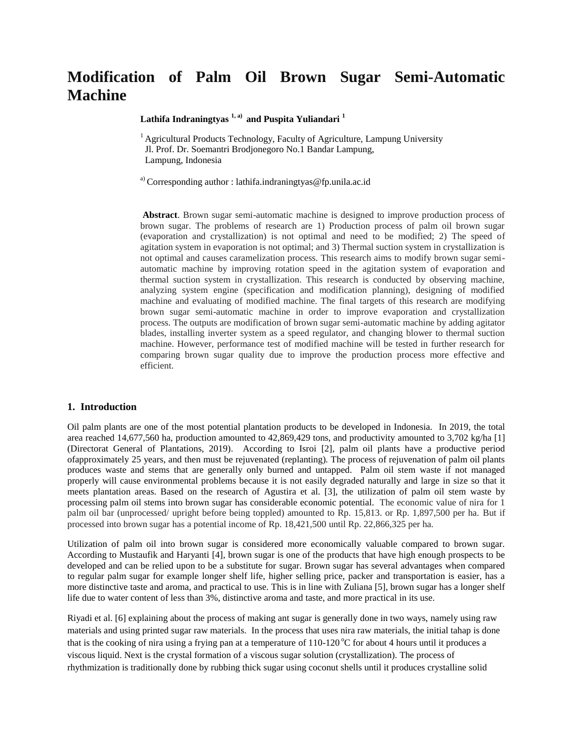# Modification of Palm Oil Brown Sugar Semi-Automatic Machine

**Lathifa Indraningtyas [1, a) ] and Puspita Yuliandari [1]**

[1] Agricultural Products Technology, Faculty of Agriculture, Lampung University
Jl. Prof. Dr. Soemantri Brodjonegoro No.1 Bandar Lampung,
Lampung, Indonesia

[a)] Corresponding author : lathifa.indraningtyas@fp.unila.ac.id

**Abstract**. Brown sugar semi-automatic machine is designed to improve production process of brown sugar. The problems of research are 1) Production process of palm oil brown sugar (evaporation and crystallization) is not optimal and need to be modified; 2) The speed of agitation system in evaporation is not optimal; and 3) Thermal suction system in crystallization is not optimal and causes caramelization process. This research aims to modify brown sugar semi-automatic machine by improving rotation speed in the agitation system of evaporation and thermal suction system in crystallization. This research is conducted by observing machine, analyzing system engine (specification and modification planning), designing of modified machine and evaluating of modified machine. The final targets of this research are modifying brown sugar semi-automatic machine in order to improve evaporation and crystallization process. The outputs are modification of brown sugar semi-automatic machine by adding agitator blades, installing inverter system as a speed regulator, and changing blower to thermal suction machine. However, performance test of modified machine will be tested in further research for comparing brown sugar quality due to improve the production process more effective and efficient.

## 1. Introduction

Oil palm plants are one of the most potential plantation products to be developed in Indonesia. In 2019, the total area reached 14,677,560 ha, production amounted to 42,869,429 tons, and productivity amounted to 3,702 kg/ha [1] (Directorat General of Plantations, 2019). According to Isroi [2], palm oil plants have a productive period ofapproximately 25 years, and then must be rejuvenated (replanting). The process of rejuvenation of palm oil plants produces waste and stems that are generally only burned and untapped. Palm oil stem waste if not managed properly will cause environmental problems because it is not easily degraded naturally and large in size so that it meets plantation areas. Based on the research of Agustira et al. [3], the utilization of palm oil stem waste by processing palm oil stems into brown sugar has considerable economic potential. The economic value of nira for 1 palm oil bar (unprocessed/ upright before being toppled) amounted to Rp. 15,813. or Rp. 1,897,500 per ha. But if processed into brown sugar has a potential income of Rp. 18,421,500 until Rp. 22,866,325 per ha.

Utilization of palm oil into brown sugar is considered more economically valuable compared to brown sugar. According to Mustaufik and Haryanti [4], brown sugar is one of the products that have high enough prospects to be developed and can be relied upon to be a substitute for sugar. Brown sugar has several advantages when compared to regular palm sugar for example longer shelf life, higher selling price, packer and transportation is easier, has a more distinctive taste and aroma, and practical to use. This is in line with Zuliana [5], brown sugar has a longer shelf life due to water content of less than 3%, distinctive aroma and taste, and more practical in its use.

Riyadi et al. [6] explaining about the process of making ant sugar is generally done in two ways, namely using raw materials and using printed sugar raw materials. In the process that uses nira raw materials, the initial tahap is done that is the cooking of nira using a frying pan at a temperature of 110-120 °C for about 4 hours until it produces a viscous liquid. Next is the crystal formation of a viscous sugar solution (crystallization). The process of rhythmization is traditionally done by rubbing thick sugar using coconut shells until it produces crystalline solid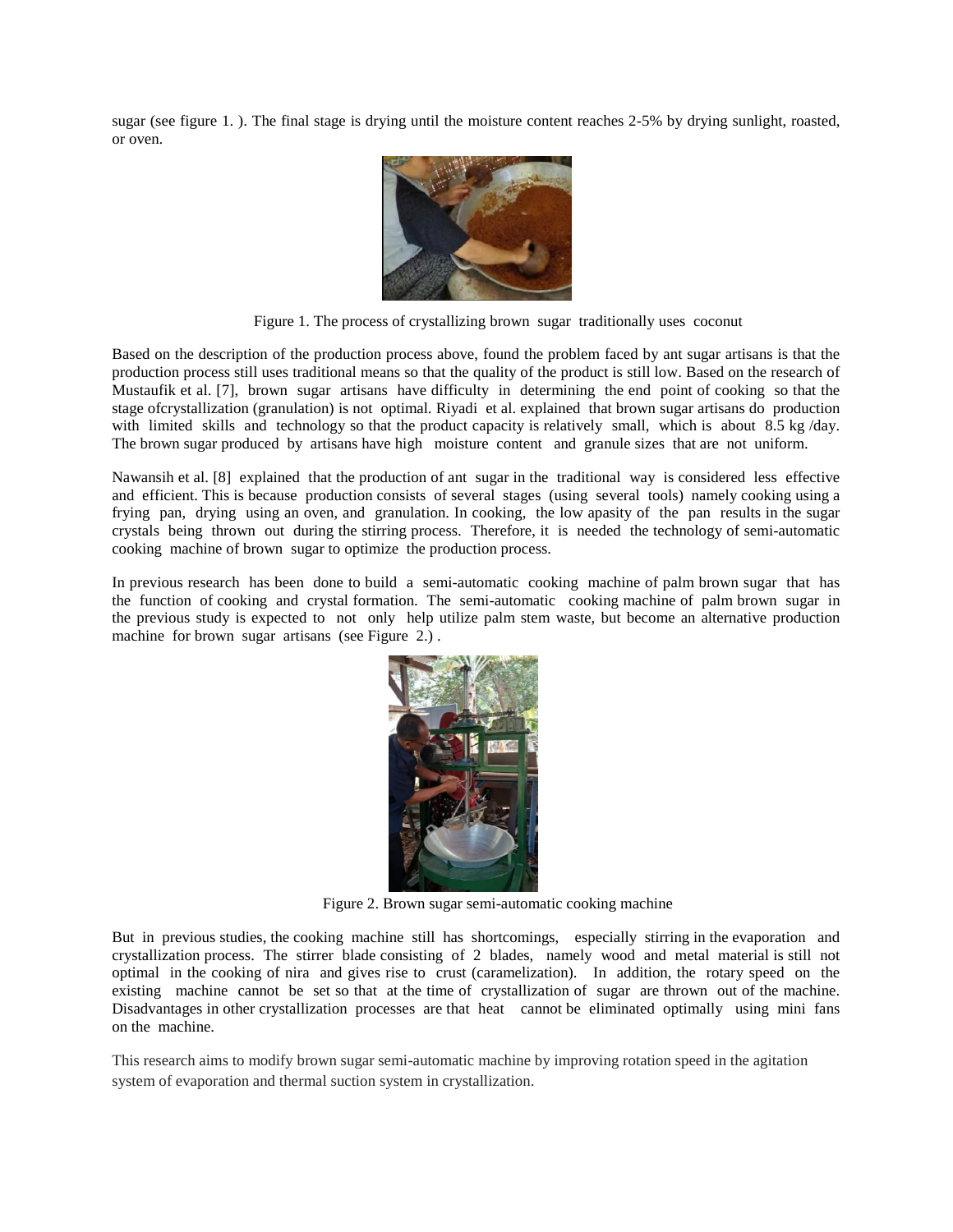sugar (see figure 1. ). The final stage is drying until the moisture content reaches 2-5% by drying sunlight, roasted, or oven.

Figure 1. The process of crystallizing brown sugar traditionally uses coconut

Based on the description of the production process above, found the problem faced by ant sugar artisans is that the production process still uses traditional means so that the quality of the product is still low. Based on the research of Mustaufik et al. [7], brown sugar artisans have difficulty in determining the end point of cooking so that the stage ofcrystallization (granulation) is not optimal. Riyadi et al. explained that brown sugar artisans do production with limited skills and technology so that the product capacity is relatively small, which is about 8.5 kg /day. The brown sugar produced by artisans have high moisture content and granule sizes that are not uniform.

Nawansih et al. [8] explained that the production of ant sugar in the traditional way is considered less effective and efficient. This is because production consists of several stages (using several tools) namely cooking using a frying pan, drying using an oven, and granulation. In cooking, the low apasity of the pan results in the sugar crystals being thrown out during the stirring process. Therefore, it is needed the technology of semi-automatic cooking machine of brown sugar to optimize the production process.

In previous research has been done to build a semi-automatic cooking machine of palm brown sugar that has the function of cooking and crystal formation. The semi-automatic cooking machine of palm brown sugar in the previous study is expected to not only help utilize palm stem waste, but become an alternative production machine for brown sugar artisans (see Figure 2.) .

Figure 2. Brown sugar semi-automatic cooking machine

But in previous studies, the cooking machine still has shortcomings, especially stirring in the evaporation and crystallization process. The stirrer blade consisting of 2 blades, namely wood and metal material is still not optimal in the cooking of nira and gives rise to crust (caramelization). In addition, the rotary speed on the existing machine cannot be set so that at the time of crystallization of sugar are thrown out of the machine. Disadvantages in other crystallization processes are that heat cannot be eliminated optimally using mini fans on the machine.

This research aims to modify brown sugar semi-automatic machine by improving rotation speed in the agitation system of evaporation and thermal suction system in crystallization.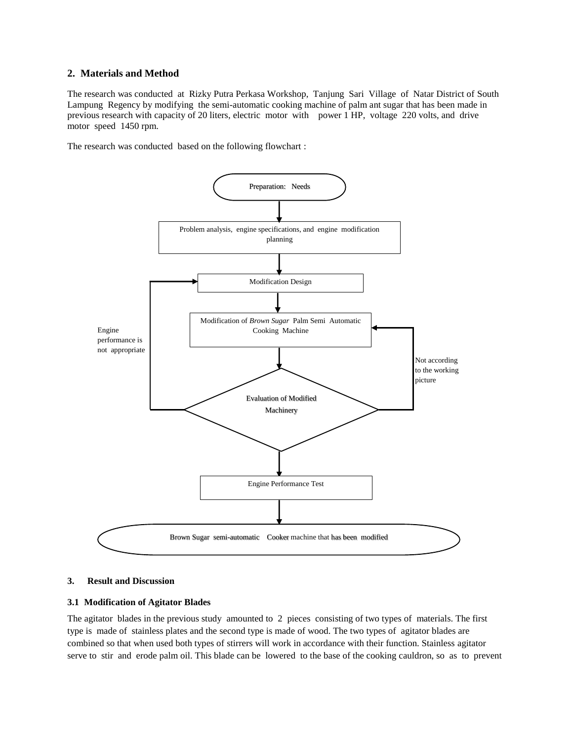## 2. Materials and Method

The research was conducted at Rizky Putra Perkasa Workshop, Tanjung Sari Village of Natar District of South Lampung Regency by modifying the semi-automatic cooking machine of palm ant sugar that has been made in previous research with capacity of 20 liters, electric motor with power 1 HP, voltage 220 volts, and drive motor speed 1450 rpm.

The research was conducted based on the following flowchart :

Preparation: Needs

Problem analysis, engine specifications, and engine modification planning

Modification Design

Modification of *Brown Sugar* Palm Semi Automatic Cooking Machine

Engine performance is not appropriate

Not according to the working picture

Evaluation of Modified Machinery

Engine Performance Test

Brown Sugar semi-automatic Cooker machine that has been modified

## 3. Result and Discussion

### 3.1 Modification of Agitator Blades

The agitator blades in the previous study amounted to 2 pieces consisting of two types of materials. The first type is made of stainless plates and the second type is made of wood. The two types of agitator blades are combined so that when used both types of stirrers will work in accordance with their function. Stainless agitator serve to stir and erode palm oil. This blade can be lowered to the base of the cooking cauldron, so as to prevent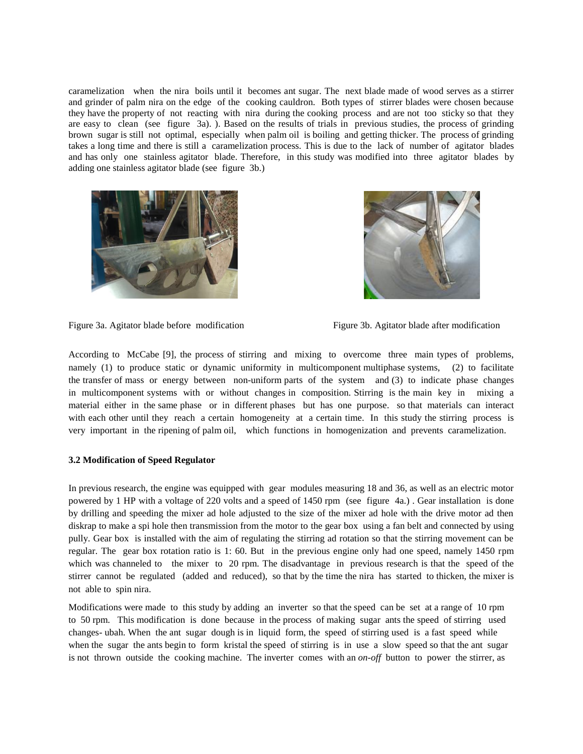caramelization when the nira boils until it becomes ant sugar. The next blade made of wood serves as a stirrer and grinder of palm nira on the edge of the cooking cauldron. Both types of stirrer blades were chosen because they have the property of not reacting with nira during the cooking process and are not too sticky so that they are easy to clean (see figure 3a). ). Based on the results of trials in previous studies, the process of grinding brown sugar is still not optimal, especially when palm oil is boiling and getting thicker. The process of grinding takes a long time and there is still a caramelization process. This is due to the lack of number of agitator blades and has only one stainless agitator blade. Therefore, in this study was modified into three agitator blades by adding one stainless agitator blade (see figure 3b.)

Figure 3a. Agitator blade before modification

Figure 3b. Agitator blade after modification

According to McCabe [9], the process of stirring and mixing to overcome three main types of problems, namely (1) to produce static or dynamic uniformity in multicomponent multiphase systems, (2) to facilitate the transfer of mass or energy between non-uniform parts of the system and (3) to indicate phase changes in multicomponent systems with or without changes in composition. Stirring is the main key in mixing a material either in the same phase or in different phases but has one purpose. so that materials can interact with each other until they reach a certain homogeneity at a certain time. In this study the stirring process is very important in the ripening of palm oil, which functions in homogenization and prevents caramelization.

### 3.2 Modification of Speed Regulator

In previous research, the engine was equipped with gear modules measuring 18 and 36, as well as an electric motor powered by 1 HP with a voltage of 220 volts and a speed of 1450 rpm (see figure 4a.) . Gear installation is done by drilling and speeding the mixer ad hole adjusted to the size of the mixer ad hole with the drive motor ad then diskrap to make a spi hole then transmission from the motor to the gear box using a fan belt and connected by using pully. Gear box is installed with the aim of regulating the stirring ad rotation so that the stirring movement can be regular. The gear box rotation ratio is 1: 60. But in the previous engine only had one speed, namely 1450 rpm which was channeled to the mixer to 20 rpm. The disadvantage in previous research is that the speed of the stirrer cannot be regulated (added and reduced), so that by the time the nira has started to thicken, the mixer is not able to spin nira.

Modifications were made to this study by adding an inverter so that the speed can be set at a range of 10 rpm to 50 rpm. This modification is done because in the process of making sugar ants the speed of stirring used changes- ubah. When the ant sugar dough is in liquid form, the speed of stirring used is a fast speed while when the sugar the ants begin to form kristal the speed of stirring is in use a slow speed so that the ant sugar is not thrown outside the cooking machine. The inverter comes with an *on-off* button to power the stirrer, as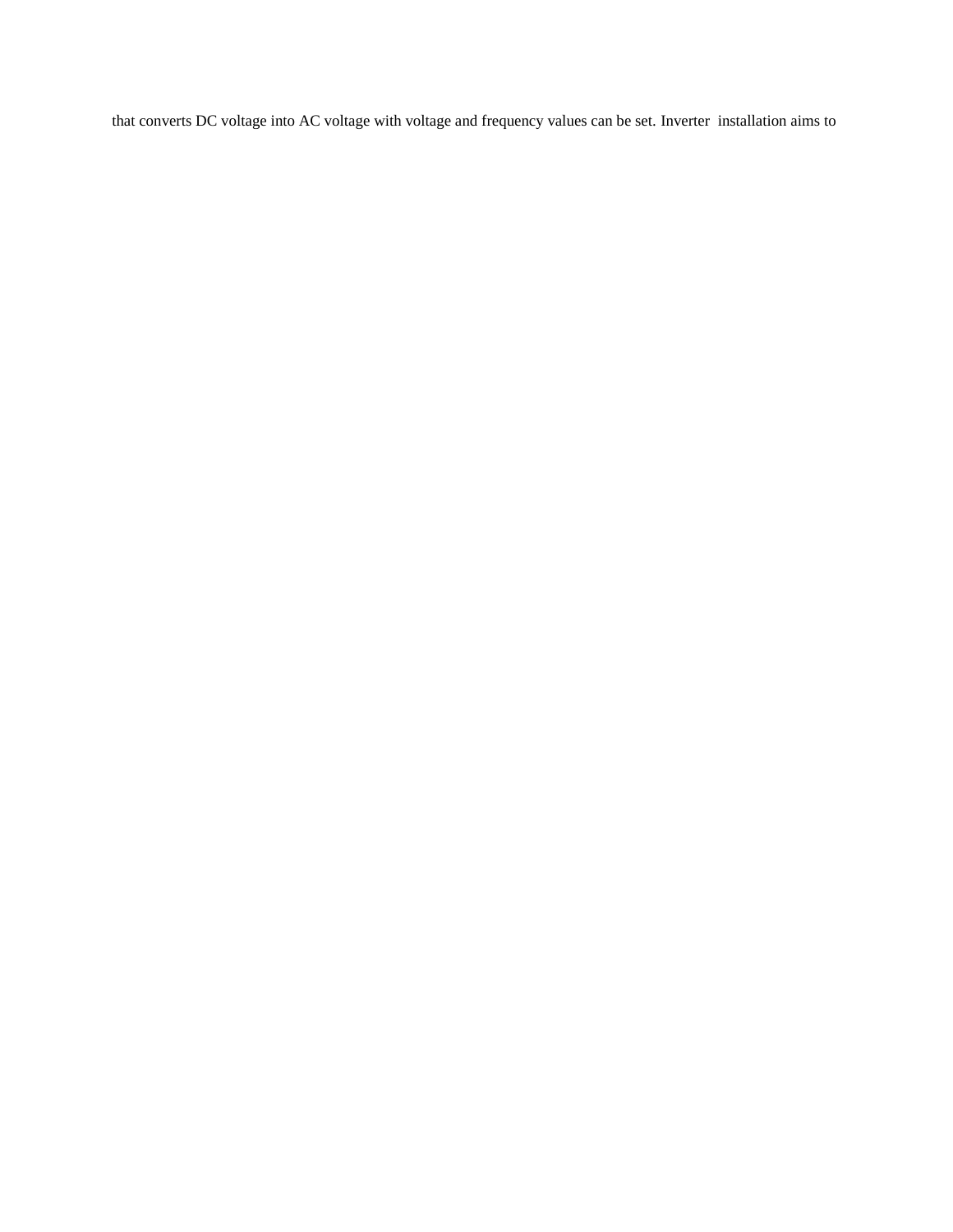that converts DC voltage into AC voltage with voltage and frequency values can be set. Inverter installation aims to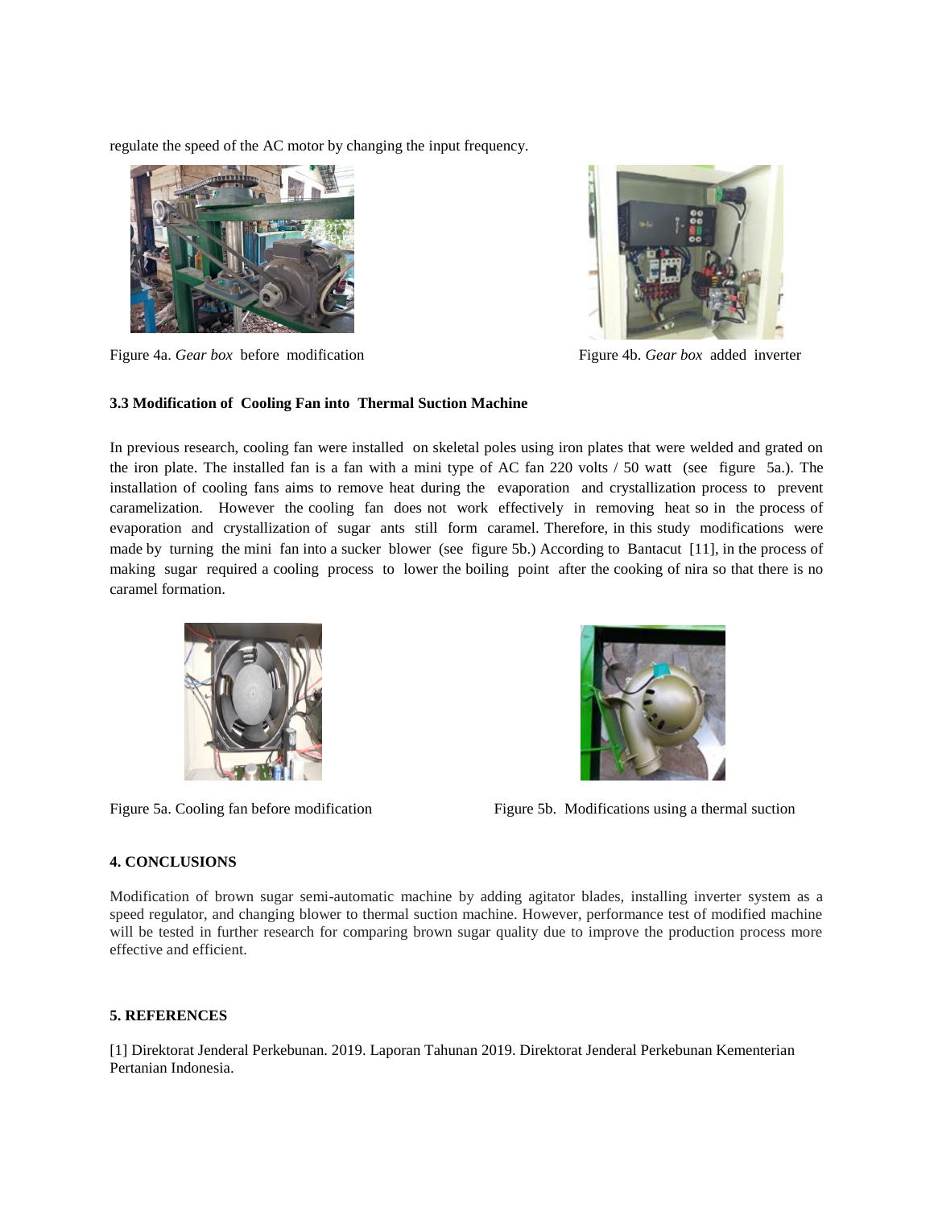regulate the speed of the AC motor by changing the input frequency.

Figure 4a. *Gear box* before modification

Figure 4b. *Gear box* added inverter

### 3.3 Modification of Cooling Fan into Thermal Suction Machine

In previous research, cooling fan were installed on skeletal poles using iron plates that were welded and grated on the iron plate. The installed fan is a fan with a mini type of AC fan 220 volts / 50 watt (see figure 5a.). The installation of cooling fans aims to remove heat during the evaporation and crystallization process to prevent caramelization. However the cooling fan does not work effectively in removing heat so in the process of evaporation and crystallization of sugar ants still form caramel. Therefore, in this study modifications were made by turning the mini fan into a sucker blower (see figure 5b.) According to Bantacut [11], in the process of making sugar required a cooling process to lower the boiling point after the cooking of nira so that there is no caramel formation.

Figure 5a. Cooling fan before modification

Figure 5b. Modifications using a thermal suction

## 4. CONCLUSIONS

Modification of brown sugar semi-automatic machine by adding agitator blades, installing inverter system as a speed regulator, and changing blower to thermal suction machine. However, performance test of modified machine will be tested in further research for comparing brown sugar quality due to improve the production process more effective and efficient.

## 5. REFERENCES

[1] Direktorat Jenderal Perkebunan. 2019. Laporan Tahunan 2019. Direktorat Jenderal Perkebunan Kementerian Pertanian Indonesia.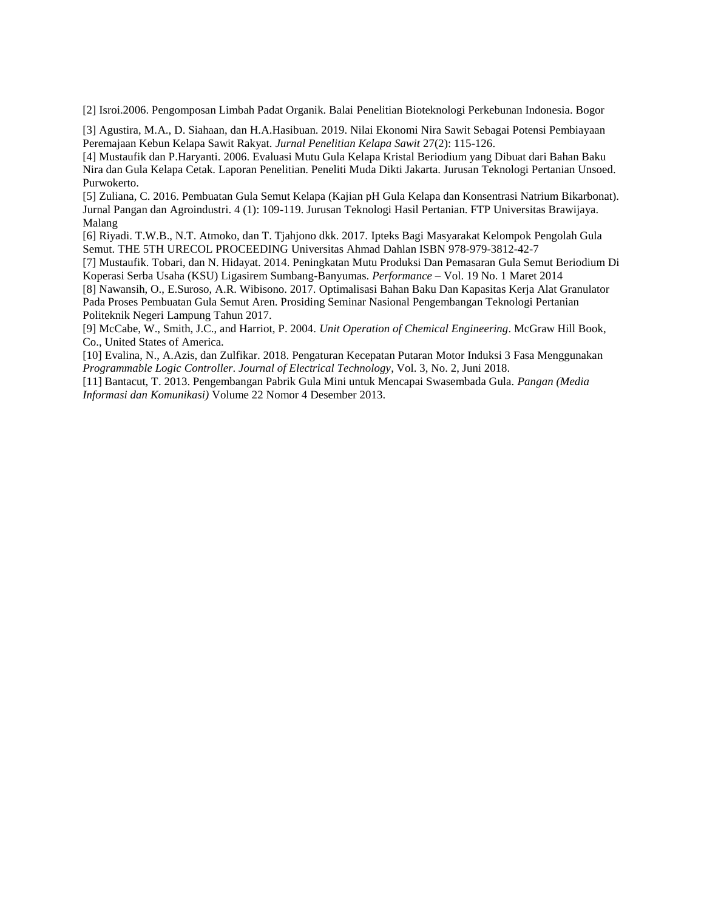[2] Isroi.2006. Pengomposan Limbah Padat Organik. Balai Penelitian Bioteknologi Perkebunan Indonesia. Bogor

[3] Agustira, M.A., D. Siahaan, dan H.A.Hasibuan. 2019. Nilai Ekonomi Nira Sawit Sebagai Potensi Pembiayaan Peremajaan Kebun Kelapa Sawit Rakyat. *Jurnal Penelitian Kelapa Sawit* 27(2): 115-126.

[4] Mustaufik dan P.Haryanti. 2006. Evaluasi Mutu Gula Kelapa Kristal Beriodium yang Dibuat dari Bahan Baku Nira dan Gula Kelapa Cetak. Laporan Penelitian. Peneliti Muda Dikti Jakarta. Jurusan Teknologi Pertanian Unsoed. Purwokerto.

[5] Zuliana, C. 2016. Pembuatan Gula Semut Kelapa (Kajian pH Gula Kelapa dan Konsentrasi Natrium Bikarbonat). Jurnal Pangan dan Agroindustri. 4 (1): 109-119. Jurusan Teknologi Hasil Pertanian. FTP Universitas Brawijaya. Malang

[6] Riyadi. T.W.B., N.T. Atmoko, dan T. Tjahjono dkk. 2017. Ipteks Bagi Masyarakat Kelompok Pengolah Gula Semut. THE 5TH URECOL PROCEEDING Universitas Ahmad Dahlan ISBN 978-979-3812-42-7

[7] Mustaufik. Tobari, dan N. Hidayat. 2014. Peningkatan Mutu Produksi Dan Pemasaran Gula Semut Beriodium Di Koperasi Serba Usaha (KSU) Ligasirem Sumbang-Banyumas. *Performance* – Vol. 19 No. 1 Maret 2014

[8] Nawansih, O., E.Suroso, A.R. Wibisono. 2017. Optimalisasi Bahan Baku Dan Kapasitas Kerja Alat Granulator Pada Proses Pembuatan Gula Semut Aren. Prosiding Seminar Nasional Pengembangan Teknologi Pertanian Politeknik Negeri Lampung Tahun 2017.

[9] McCabe, W., Smith, J.C., and Harriot, P. 2004. *Unit Operation of Chemical Engineering*. McGraw Hill Book, Co., United States of America.

[10] Evalina, N., A.Azis, dan Zulfikar. 2018. Pengaturan Kecepatan Putaran Motor Induksi 3 Fasa Menggunakan *Programmable Logic Controller*. *Journal of Electrical Technology*, Vol. 3, No. 2, Juni 2018.

[11] Bantacut, T. 2013. Pengembangan Pabrik Gula Mini untuk Mencapai Swasembada Gula. *Pangan (Media Informasi dan Komunikasi)* Volume 22 Nomor 4 Desember 2013.